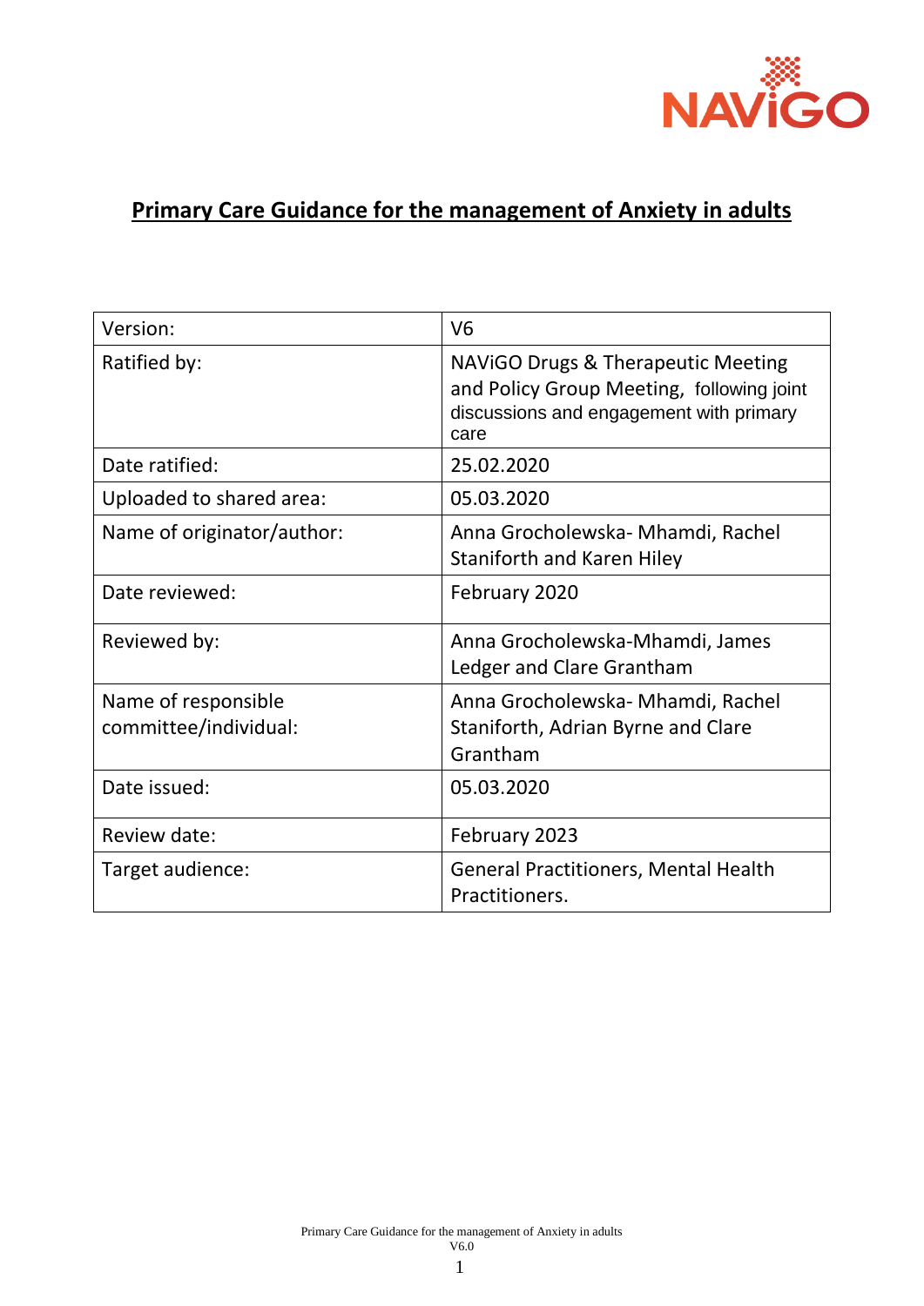NAViGO

# Primary Care Guidance for the management of Anxiety in adults

| | |
|---|---|
| Version: | V6 |
| Ratified by: | NAViGO Drugs & Therapeutic Meeting and Policy Group Meeting, following joint discussions and engagement with primary care |
| Date ratified: | 25.02.2020 |
| Uploaded to shared area: | 05.03.2020 |
| Name of originator/author: | Anna Grocholewska- Mhamdi, Rachel Staniforth and Karen Hiley |
| Date reviewed: | February 2020 |
| Reviewed by: | Anna Grocholewska-Mhamdi, James Ledger and Clare Grantham |
| Name of responsible committee/individual: | Anna Grocholewska- Mhamdi, Rachel Staniforth, Adrian Byrne and Clare Grantham |
| Date issued: | 05.03.2020 |
| Review date: | February 2023 |
| Target audience: | General Practitioners, Mental Health Practitioners. |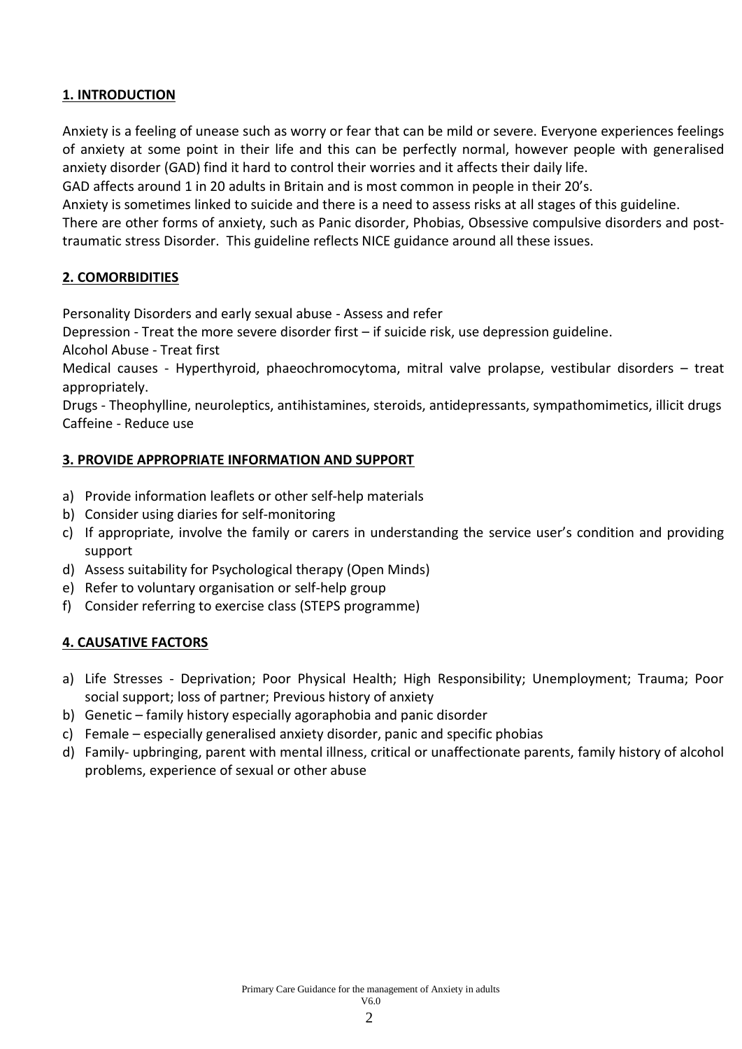## 1. INTRODUCTION

Anxiety is a feeling of unease such as worry or fear that can be mild or severe. Everyone experiences feelings of anxiety at some point in their life and this can be perfectly normal, however people with generalised anxiety disorder (GAD) find it hard to control their worries and it affects their daily life.

GAD affects around 1 in 20 adults in Britain and is most common in people in their 20's.

Anxiety is sometimes linked to suicide and there is a need to assess risks at all stages of this guideline.

There are other forms of anxiety, such as Panic disorder, Phobias, Obsessive compulsive disorders and post-traumatic stress Disorder. This guideline reflects NICE guidance around all these issues.

## 2. COMORBIDITIES

Personality Disorders and early sexual abuse - Assess and refer

Depression - Treat the more severe disorder first – if suicide risk, use depression guideline.

Alcohol Abuse - Treat first

Medical causes - Hyperthyroid, phaeochromocytoma, mitral valve prolapse, vestibular disorders – treat appropriately.

Drugs - Theophylline, neuroleptics, antihistamines, steroids, antidepressants, sympathomimetics, illicit drugs

Caffeine - Reduce use

## 3. PROVIDE APPROPRIATE INFORMATION AND SUPPORT

a) Provide information leaflets or other self-help materials
b) Consider using diaries for self-monitoring
c) If appropriate, involve the family or carers in understanding the service user's condition and providing support
d) Assess suitability for Psychological therapy (Open Minds)
e) Refer to voluntary organisation or self-help group
f) Consider referring to exercise class (STEPS programme)

## 4. CAUSATIVE FACTORS

a) Life Stresses - Deprivation; Poor Physical Health; High Responsibility; Unemployment; Trauma; Poor social support; loss of partner; Previous history of anxiety
b) Genetic – family history especially agoraphobia and panic disorder
c) Female – especially generalised anxiety disorder, panic and specific phobias
d) Family- upbringing, parent with mental illness, critical or unaffectionate parents, family history of alcohol problems, experience of sexual or other abuse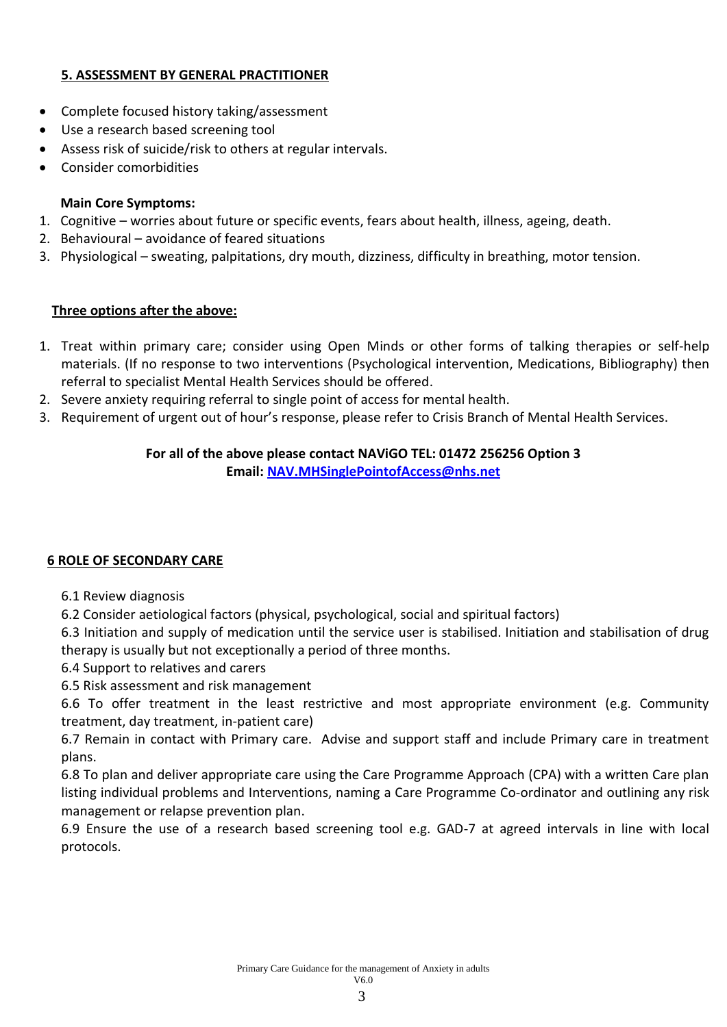## 5. ASSESSMENT BY GENERAL PRACTITIONER

- Complete focused history taking/assessment
- Use a research based screening tool
- Assess risk of suicide/risk to others at regular intervals.
- Consider comorbidities

**Main Core Symptoms:**

1. Cognitive – worries about future or specific events, fears about health, illness, ageing, death.
2. Behavioural – avoidance of feared situations
3. Physiological – sweating, palpitations, dry mouth, dizziness, difficulty in breathing, motor tension.

**Three options after the above:**

1. Treat within primary care; consider using Open Minds or other forms of talking therapies or self-help materials. (If no response to two interventions (Psychological intervention, Medications, Bibliography) then referral to specialist Mental Health Services should be offered.
2. Severe anxiety requiring referral to single point of access for mental health.
3. Requirement of urgent out of hour's response, please refer to Crisis Branch of Mental Health Services.

**For all of the above please contact NAViGO TEL: 01472 256256 Option 3**
**Email: [NAV.MHSinglePointofAccess@nhs.net](mailto:NAV.MHSinglePointofAccess@nhs.net)**

## 6 ROLE OF SECONDARY CARE

6.1 Review diagnosis

6.2 Consider aetiological factors (physical, psychological, social and spiritual factors)

6.3 Initiation and supply of medication until the service user is stabilised. Initiation and stabilisation of drug therapy is usually but not exceptionally a period of three months.

6.4 Support to relatives and carers

6.5 Risk assessment and risk management

6.6 To offer treatment in the least restrictive and most appropriate environment (e.g. Community treatment, day treatment, in-patient care)

6.7 Remain in contact with Primary care. Advise and support staff and include Primary care in treatment plans.

6.8 To plan and deliver appropriate care using the Care Programme Approach (CPA) with a written Care plan listing individual problems and Interventions, naming a Care Programme Co-ordinator and outlining any risk management or relapse prevention plan.

6.9 Ensure the use of a research based screening tool e.g. GAD-7 at agreed intervals in line with local protocols.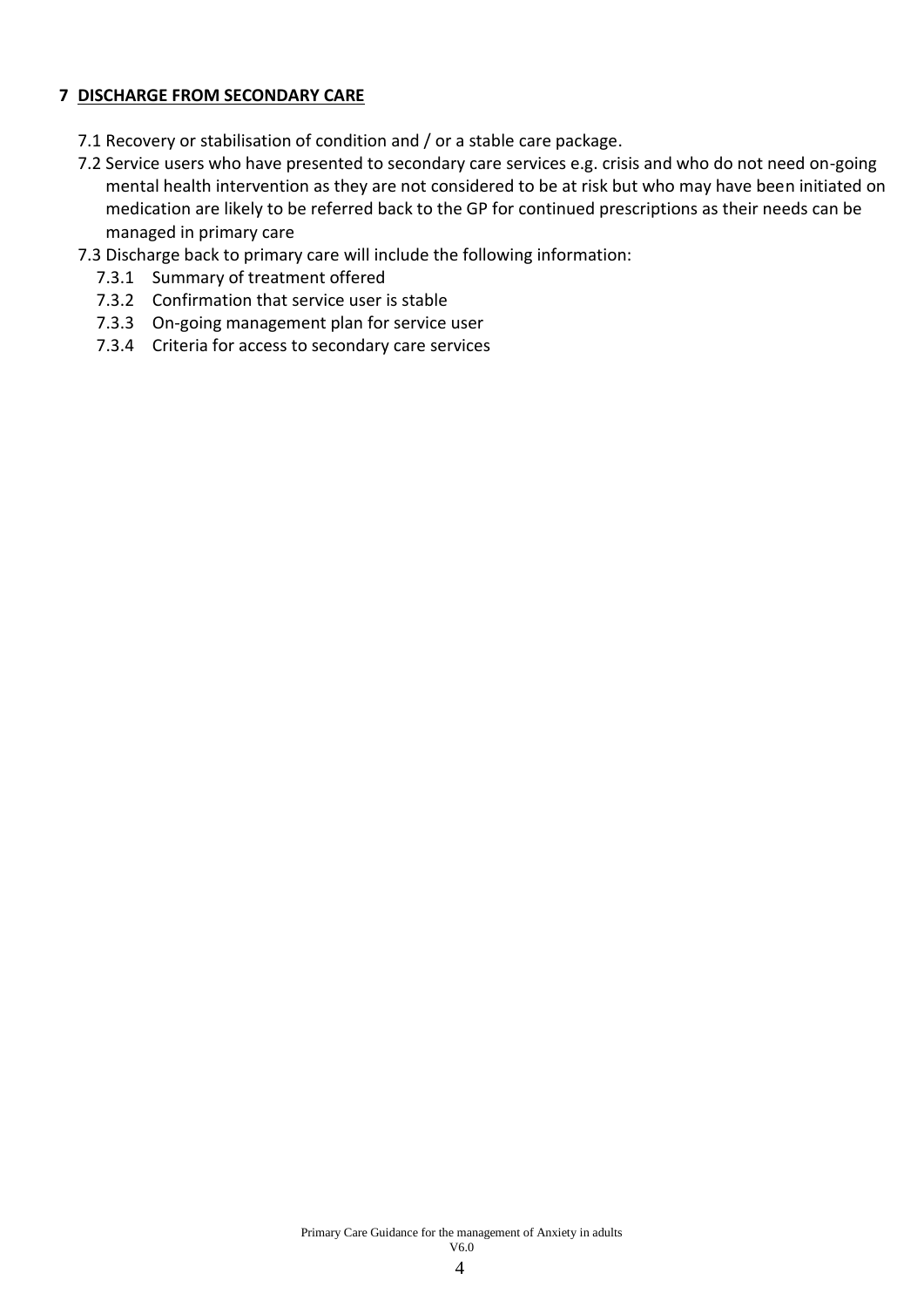## 7 DISCHARGE FROM SECONDARY CARE

7.1 Recovery or stabilisation of condition and / or a stable care package.

7.2 Service users who have presented to secondary care services e.g. crisis and who do not need on-going mental health intervention as they are not considered to be at risk but who may have been initiated on medication are likely to be referred back to the GP for continued prescriptions as their needs can be managed in primary care

7.3 Discharge back to primary care will include the following information:

- 7.3.1 Summary of treatment offered
- 7.3.2 Confirmation that service user is stable
- 7.3.3 On-going management plan for service user
- 7.3.4 Criteria for access to secondary care services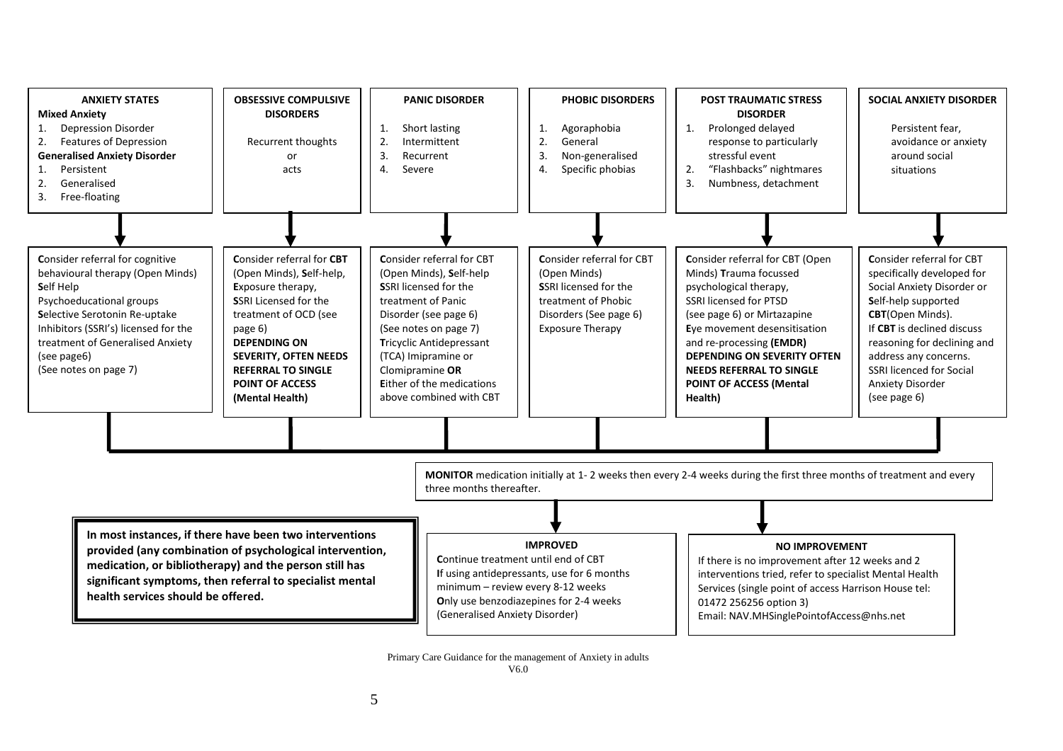### ANXIETY STATES

**Mixed Anxiety**

1. Depression Disorder
2. Features of Depression

**Generalised Anxiety Disorder**

1. Persistent
2. Generalised
3. Free-floating

**C**onsider referral for cognitive behavioural therapy (Open Minds)
**S**elf Help
Psychoeducational groups
**S**elective Serotonin Re-uptake Inhibitors (SSRI's) licensed for the treatment of Generalised Anxiety (see page6)
(See notes on page 7)

### OBSESSIVE COMPULSIVE DISORDERS

Recurrent thoughts or acts

**C**onsider referral for **CBT** (Open Minds), **S**elf-help, **E**xposure therapy, **S**SRI Licensed for the treatment of OCD (see page 6)
**DEPENDING ON SEVERITY, OFTEN NEEDS REFERRAL TO SINGLE POINT OF ACCESS (Mental Health)**

### PANIC DISORDER

1. Short lasting
2. Intermittent
3. Recurrent
4. Severe

**C**onsider referral for CBT (Open Minds), **S**elf-help **S**SRI licensed for the treatment of Panic Disorder (see page 6) (See notes on page 7) **T**ricyclic Antidepressant (TCA) Imipramine or Clomipramine **OR**
**E**ither of the medications above combined with CBT

### PHOBIC DISORDERS

1. Agoraphobia
2. General
3. Non-generalised
4. Specific phobias

**C**onsider referral for CBT (Open Minds)
**S**SRI licensed for the treatment of Phobic Disorders (See page 6)
Exposure Therapy

### POST TRAUMATIC STRESS DISORDER

1. Prolonged delayed response to particularly stressful event
2. "Flashbacks" nightmares
3. Numbness, detachment

**C**onsider referral for CBT (Open Minds) **T**rauma focussed psychological therapy,
SSRI licensed for PTSD (see page 6) or Mirtazapine
**E**ye movement desensitisation and re-processing **(EMDR)**
**DEPENDING ON SEVERITY OFTEN NEEDS REFERRAL TO SINGLE POINT OF ACCESS (Mental Health)**

### SOCIAL ANXIETY DISORDER

Persistent fear, avoidance or anxiety around social situations

**C**onsider referral for CBT specifically developed for Social Anxiety Disorder or **S**elf-help supported **CBT**(Open Minds).
If **CBT** is declined discuss reasoning for declining and address any concerns.
SSRI licenced for Social Anxiety Disorder (see page 6)

---

**MONITOR** medication initially at 1- 2 weeks then every 2-4 weeks during the first three months of treatment and every three months thereafter.

**IMPROVED**

**C**ontinue treatment until end of CBT
**I**f using antidepressants, use for 6 months minimum – review every 8-12 weeks
**O**nly use benzodiazepines for 2-4 weeks (Generalised Anxiety Disorder)

**NO IMPROVEMENT**

If there is no improvement after 12 weeks and 2 interventions tried, refer to specialist Mental Health Services (single point of access Harrison House tel: 01472 256256 option 3)
Email: NAV.MHSinglePointofAccess@nhs.net

**In most instances, if there have been two interventions provided (any combination of psychological intervention, medication, or bibliotherapy) and the person still has significant symptoms, then referral to specialist mental health services should be offered.**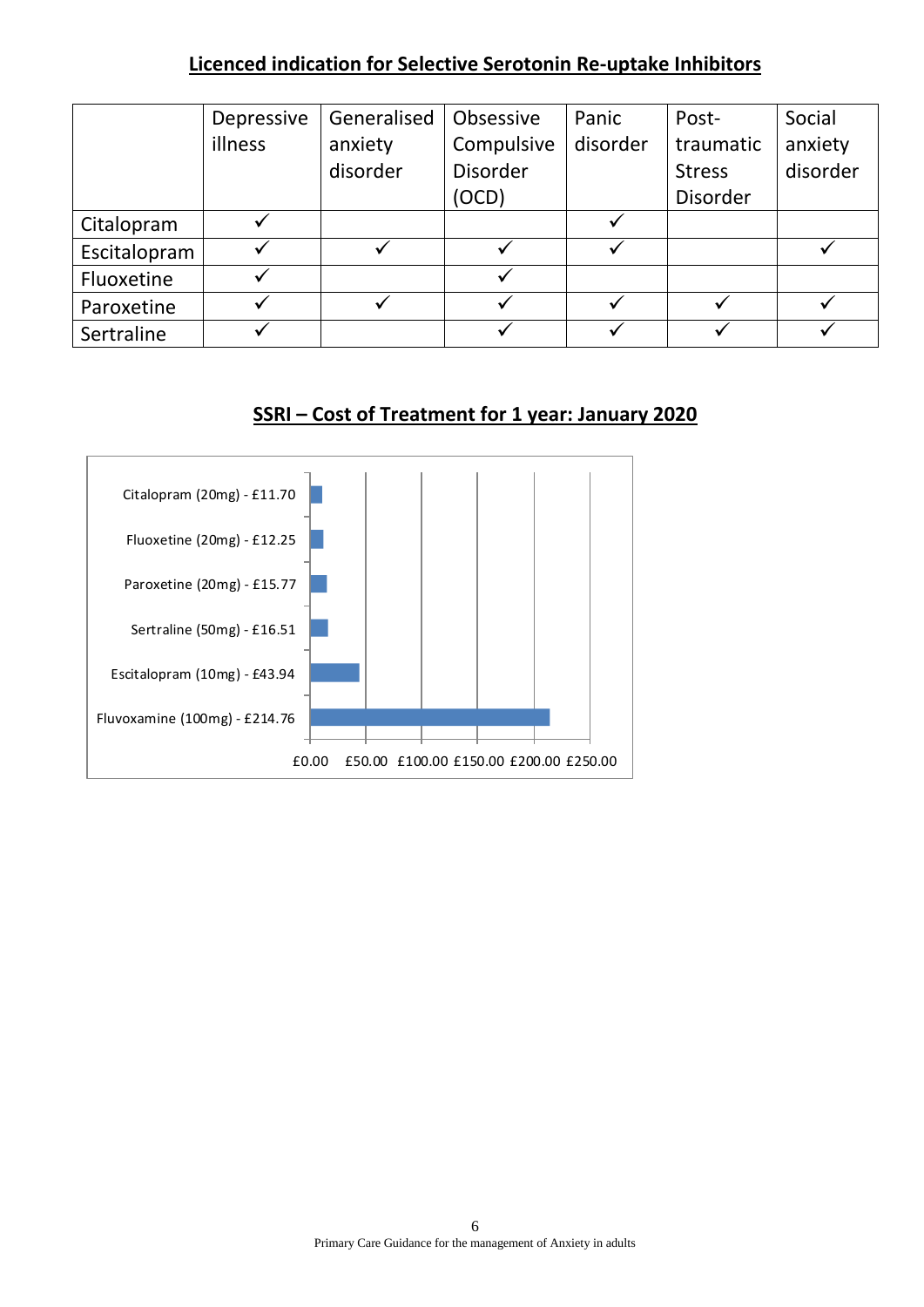## Licenced indication for Selective Serotonin Re-uptake Inhibitors

| | Depressive illness | Generalised anxiety disorder | Obsessive Compulsive Disorder (OCD) | Panic disorder | Post-traumatic Stress Disorder | Social anxiety disorder |
|---|---|---|---|---|---|---|
| Citalopram | ✓ | | | ✓ | | |
| Escitalopram | ✓ | ✓ | ✓ | ✓ | | ✓ |
| Fluoxetine | ✓ | | ✓ | | | |
| Paroxetine | ✓ | ✓ | ✓ | ✓ | ✓ | ✓ |
| Sertraline | ✓ | | ✓ | ✓ | ✓ | ✓ |

## SSRI – Cost of Treatment for 1 year: January 2020

| Drug | Cost |
|---|---|
| Citalopram (20mg) | £11.70 |
| Fluoxetine (20mg) | £12.25 |
| Paroxetine (20mg) | £15.77 |
| Sertraline (50mg) | £16.51 |
| Escitalopram (10mg) | £43.94 |
| Fluvoxamine (100mg) | £214.76 |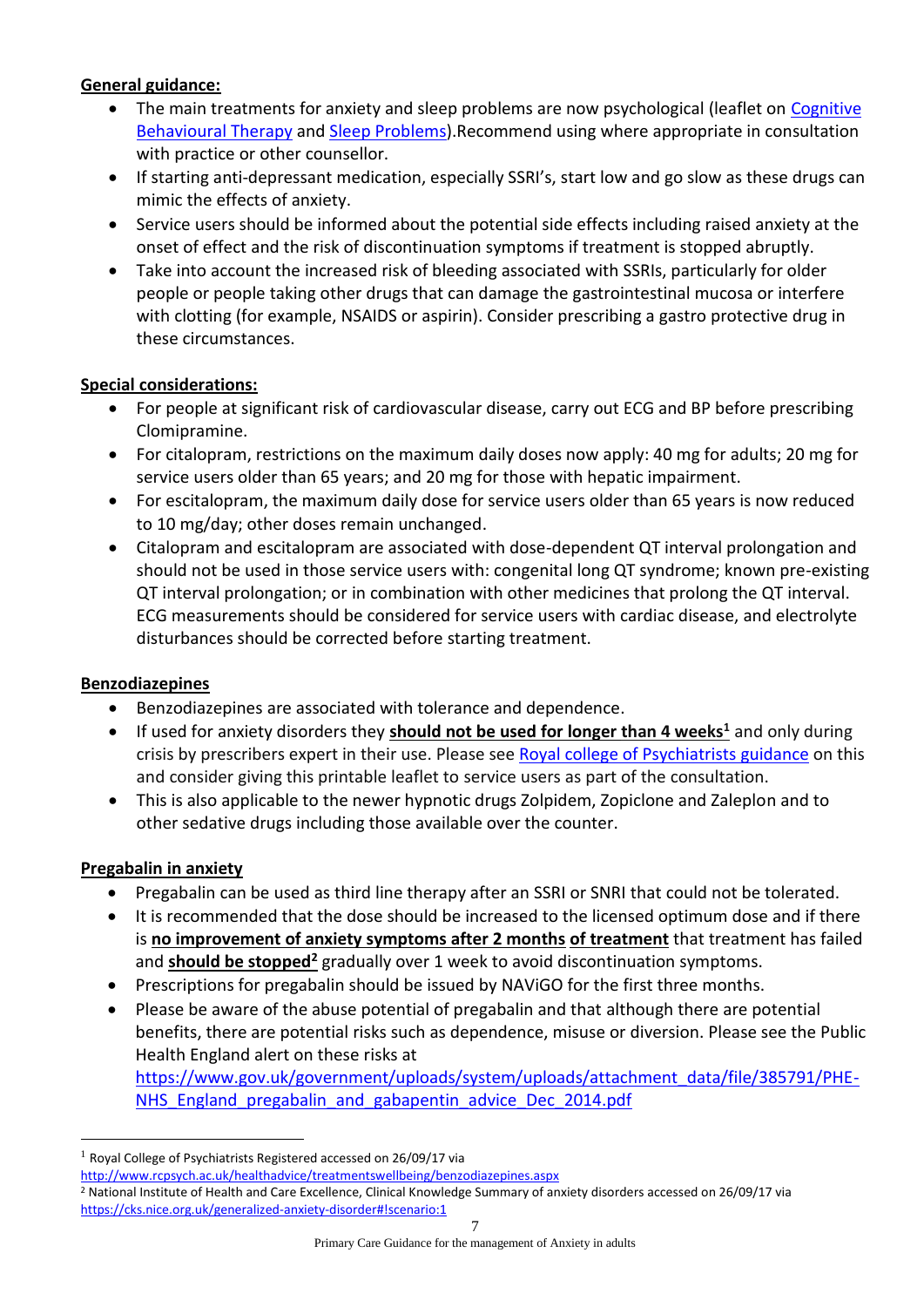**General guidance:**

- The main treatments for anxiety and sleep problems are now psychological (leaflet on Cognitive Behavioural Therapy and Sleep Problems).Recommend using where appropriate in consultation with practice or other counsellor.
- If starting anti-depressant medication, especially SSRI's, start low and go slow as these drugs can mimic the effects of anxiety.
- Service users should be informed about the potential side effects including raised anxiety at the onset of effect and the risk of discontinuation symptoms if treatment is stopped abruptly.
- Take into account the increased risk of bleeding associated with SSRIs, particularly for older people or people taking other drugs that can damage the gastrointestinal mucosa or interfere with clotting (for example, NSAIDS or aspirin). Consider prescribing a gastro protective drug in these circumstances.

**Special considerations:**

- For people at significant risk of cardiovascular disease, carry out ECG and BP before prescribing Clomipramine.
- For citalopram, restrictions on the maximum daily doses now apply: 40 mg for adults; 20 mg for service users older than 65 years; and 20 mg for those with hepatic impairment.
- For escitalopram, the maximum daily dose for service users older than 65 years is now reduced to 10 mg/day; other doses remain unchanged.
- Citalopram and escitalopram are associated with dose-dependent QT interval prolongation and should not be used in those service users with: congenital long QT syndrome; known pre-existing QT interval prolongation; or in combination with other medicines that prolong the QT interval. ECG measurements should be considered for service users with cardiac disease, and electrolyte disturbances should be corrected before starting treatment.

**Benzodiazepines**

- Benzodiazepines are associated with tolerance and dependence.
- If used for anxiety disorders they **should not be used for longer than 4 weeks**[1] and only during crisis by prescribers expert in their use. Please see Royal college of Psychiatrists guidance on this and consider giving this printable leaflet to service users as part of the consultation.
- This is also applicable to the newer hypnotic drugs Zolpidem, Zopiclone and Zaleplon and to other sedative drugs including those available over the counter.

**Pregabalin in anxiety**

- Pregabalin can be used as third line therapy after an SSRI or SNRI that could not be tolerated.
- It is recommended that the dose should be increased to the licensed optimum dose and if there is **no improvement of anxiety symptoms after 2 months of treatment** that treatment has failed and **should be stopped**[2] gradually over 1 week to avoid discontinuation symptoms.
- Prescriptions for pregabalin should be issued by NAViGO for the first three months.
- Please be aware of the abuse potential of pregabalin and that although there are potential benefits, there are potential risks such as dependence, misuse or diversion. Please see the Public Health England alert on these risks at https://www.gov.uk/government/uploads/system/uploads/attachment_data/file/385791/PHE-NHS_England_pregabalin_and_gabapentin_advice_Dec_2014.pdf

---

[1] Royal College of Psychiatrists Registered accessed on 26/09/17 via http://www.rcpsych.ac.uk/healthadvice/treatmentswellbeing/benzodiazepines.aspx

[2] National Institute of Health and Care Excellence, Clinical Knowledge Summary of anxiety disorders accessed on 26/09/17 via https://cks.nice.org.uk/generalized-anxiety-disorder#!scenario:1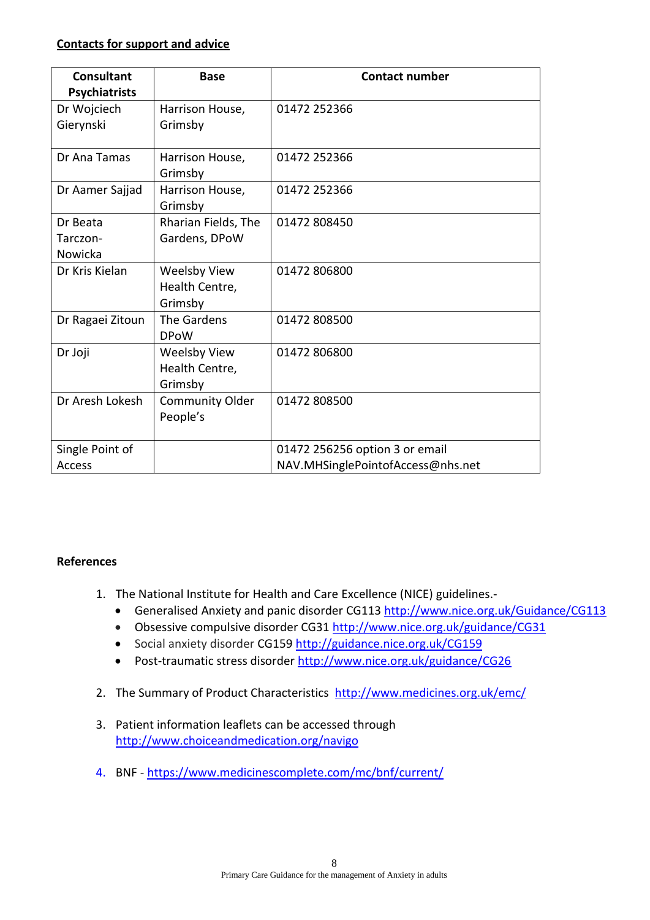**Contacts for support and advice**

| Consultant Psychiatrists | Base | Contact number |
|---|---|---|
| Dr Wojciech Gierynski | Harrison House, Grimsby | 01472 252366 |
| Dr Ana Tamas | Harrison House, Grimsby | 01472 252366 |
| Dr Aamer Sajjad | Harrison House, Grimsby | 01472 252366 |
| Dr Beata Tarczon-Nowicka | Rharian Fields, The Gardens, DPoW | 01472 808450 |
| Dr Kris Kielan | Weelsby View Health Centre, Grimsby | 01472 806800 |
| Dr Ragaei Zitoun | The Gardens DPoW | 01472 808500 |
| Dr Joji | Weelsby View Health Centre, Grimsby | 01472 806800 |
| Dr Aresh Lokesh | Community Older People's | 01472 808500 |
| Single Point of Access | | 01472 256256 option 3 or email NAV.MHSinglePointofAccess@nhs.net |

**References**

1. The National Institute for Health and Care Excellence (NICE) guidelines.-
   - Generalised Anxiety and panic disorder CG113 http://www.nice.org.uk/Guidance/CG113
   - Obsessive compulsive disorder CG31 http://www.nice.org.uk/guidance/CG31
   - Social anxiety disorder CG159 http://guidance.nice.org.uk/CG159
   - Post-traumatic stress disorder http://www.nice.org.uk/guidance/CG26

2. The Summary of Product Characteristics http://www.medicines.org.uk/emc/

3. Patient information leaflets can be accessed through http://www.choiceandmedication.org/navigo

4. BNF - https://www.medicinescomplete.com/mc/bnf/current/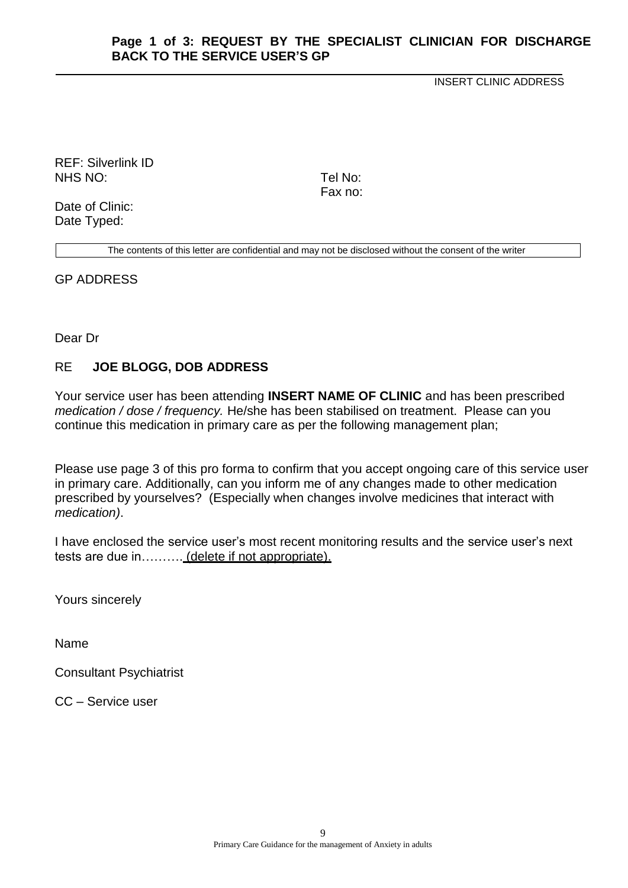## Page 1 of 3: REQUEST BY THE SPECIALIST CLINICIAN FOR DISCHARGE BACK TO THE SERVICE USER'S GP

INSERT CLINIC ADDRESS

REF: Silverlink ID
NHS NO:

Tel No:
Fax no:

Date of Clinic:
Date Typed:

| The contents of this letter are confidential and may not be disclosed without the consent of the writer |
|---|

GP ADDRESS

Dear Dr

RE **JOE BLOGG, DOB ADDRESS**

Your service user has been attending **INSERT NAME OF CLINIC** and has been prescribed *medication / dose / frequency.* He/she has been stabilised on treatment. Please can you continue this medication in primary care as per the following management plan;

Please use page 3 of this pro forma to confirm that you accept ongoing care of this service user in primary care. Additionally, can you inform me of any changes made to other medication prescribed by yourselves? (Especially when changes involve medicines that interact with *medication)*.

I have enclosed the service user's most recent monitoring results and the service user's next tests are due in………. (delete if not appropriate).

Yours sincerely

Name

Consultant Psychiatrist

CC – Service user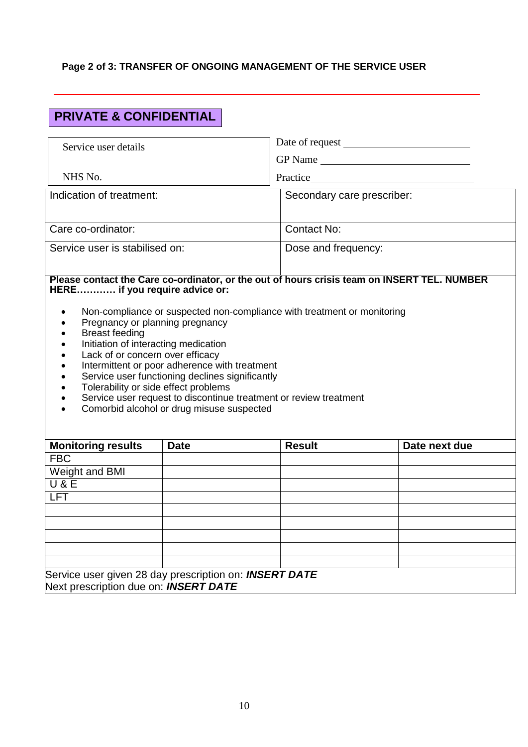**Page 2 of 3: TRANSFER OF ONGOING MANAGEMENT OF THE SERVICE USER**

**PRIVATE & CONFIDENTIAL**

| Service user details<br><br>NHS No. | Date of request ________________________<br>GP Name ____________________________<br>Practice______________________________ |
|---|---|

| | |
|---|---|
| Indication of treatment: | Secondary care prescriber: |
| Care co-ordinator: | Contact No: |
| Service user is stabilised on: | Dose and frequency: |

**Please contact the Care co-ordinator, or the out of hours crisis team on INSERT TEL. NUMBER HERE………… if you require advice or:**

- Non-compliance or suspected non-compliance with treatment or monitoring
- Pregnancy or planning pregnancy
- Breast feeding
- Initiation of interacting medication
- Lack of or concern over efficacy
- Intermittent or poor adherence with treatment
- Service user functioning declines significantly
- Tolerability or side effect problems
- Service user request to discontinue treatment or review treatment
- Comorbid alcohol or drug misuse suspected

| **Monitoring results** | **Date** | **Result** | **Date next due** |
|---|---|---|---|
| FBC | | | |
| Weight and BMI | | | |
| U & E | | | |
| LFT | | | |
| | | | |
| | | | |
| | | | |
| | | | |
| | | | |

Service user given 28 day prescription on: ***INSERT DATE***
Next prescription due on: ***INSERT DATE***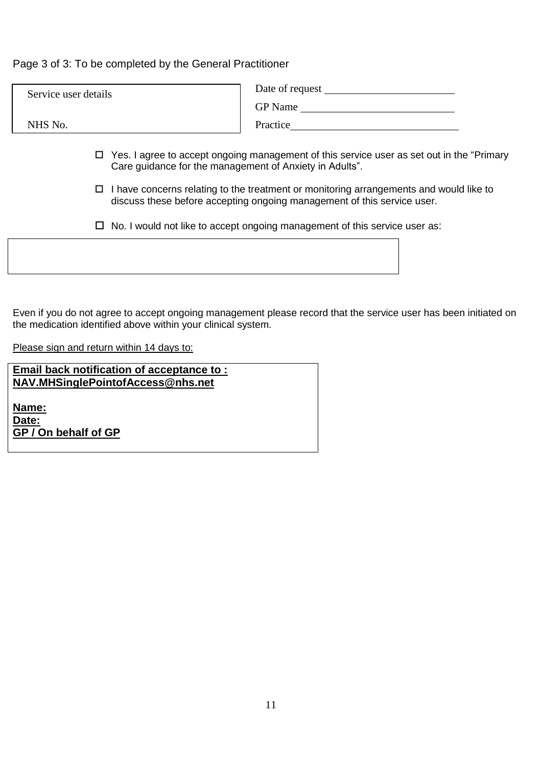Page 3 of 3: To be completed by the General Practitioner

| Service user details<br><br>NHS No. | Date of request ______________________<br>GP Name ______________________<br>Practice ______________________ |
|---|---|

- ☐ Yes. I agree to accept ongoing management of this service user as set out in the "Primary Care guidance for the management of Anxiety in Adults".
- ☐ I have concerns relating to the treatment or monitoring arrangements and would like to discuss these before accepting ongoing management of this service user.
- ☐ No. I would not like to accept ongoing management of this service user as:

|  |
|---|
|  |

Even if you do not agree to accept ongoing management please record that the service user has been initiated on the medication identified above within your clinical system.

Please sign and return within 14 days to:

**Email back notification of acceptance to :**
**NAV.MHSinglePointofAccess@nhs.net**

**Name:**
**Date:**
**GP / On behalf of GP**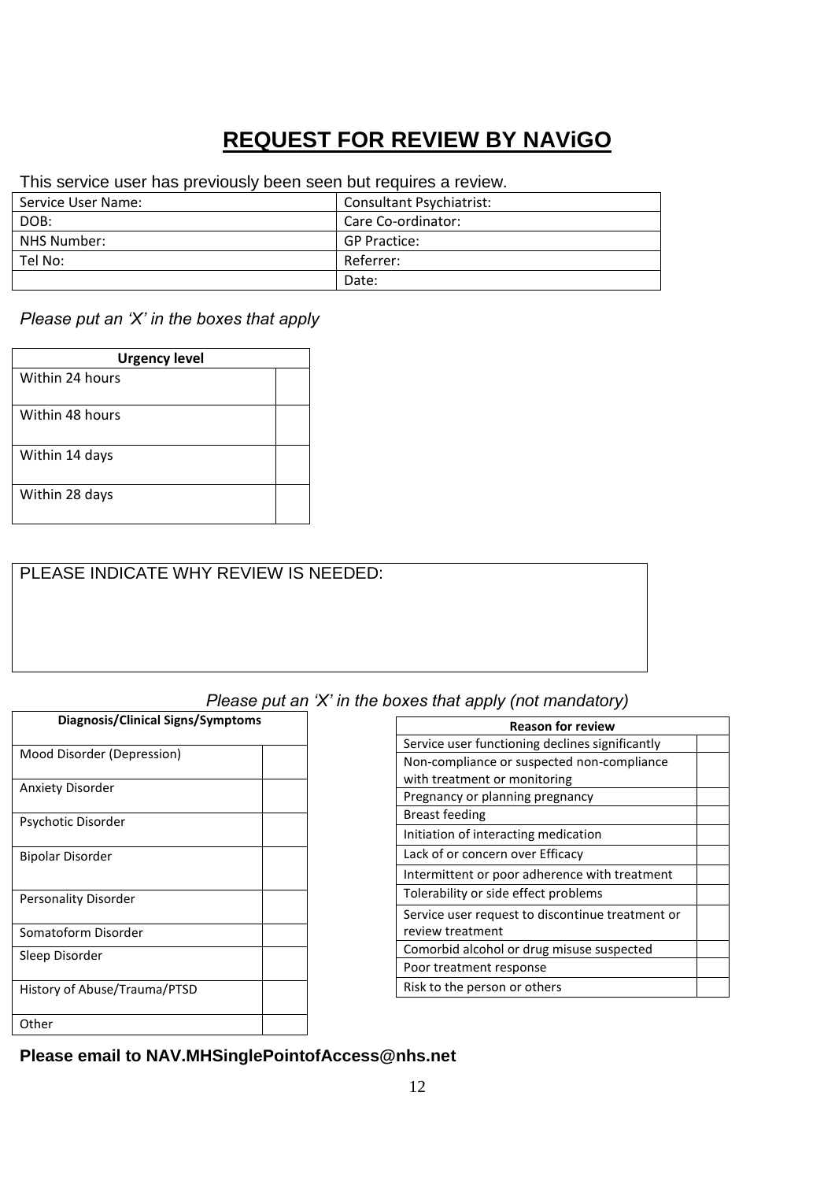# REQUEST FOR REVIEW BY NAViGO

This service user has previously been seen but requires a review.

| | |
|---|---|
| Service User Name: | Consultant Psychiatrist: |
| DOB: | Care Co-ordinator: |
| NHS Number: | GP Practice: |
| Tel No: | Referrer: |
| | Date: |

*Please put an 'X' in the boxes that apply*

| Urgency level | |
|---|---|
| Within 24 hours | |
| Within 48 hours | |
| Within 14 days | |
| Within 28 days | |

| PLEASE INDICATE WHY REVIEW IS NEEDED: |
|---|
| |

*Please put an 'X' in the boxes that apply (not mandatory)*

| Diagnosis/Clinical Signs/Symptoms | |
|---|---|
| Mood Disorder (Depression) | |
| Anxiety Disorder | |
| Psychotic Disorder | |
| Bipolar Disorder | |
| Personality Disorder | |
| Somatoform Disorder | |
| Sleep Disorder | |
| History of Abuse/Trauma/PTSD | |
| Other | |

| Reason for review | |
|---|---|
| Service user functioning declines significantly | |
| Non-compliance or suspected non-compliance with treatment or monitoring | |
| Pregnancy or planning pregnancy | |
| Breast feeding | |
| Initiation of interacting medication | |
| Lack of or concern over Efficacy | |
| Intermittent or poor adherence with treatment | |
| Tolerability or side effect problems | |
| Service user request to discontinue treatment or review treatment | |
| Comorbid alcohol or drug misuse suspected | |
| Poor treatment response | |
| Risk to the person or others | |

**Please email to NAV.MHSinglePointofAccess@nhs.net**